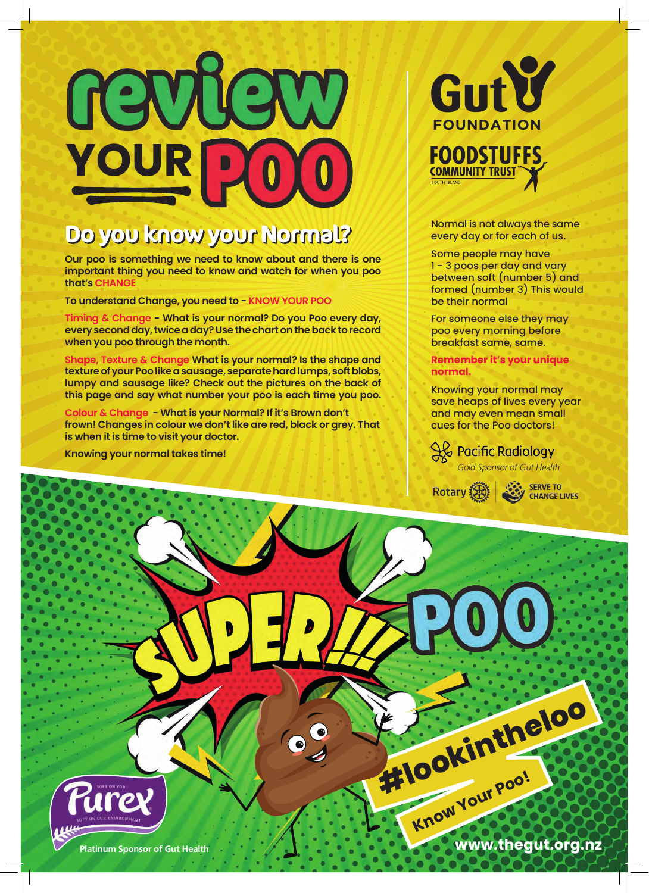# review YOUR POO

## Do you know your Normal?

**Our poo is something we need to know about and there is one important thing you need to know and watch for when you poo that's CHANGE**

**To understand Change, you need to - KNOW YOUR POO**

**Timing & Change - What is your normal? Do you Poo every day, every second day, twice a day? Use the chart on the back to record when you poo through the month.**

**Shape, Texture & Change What is your normal? Is the shape and texture of your Poo like a sausage, separate hard lumps, soft blobs, lumpy and sausage like? Check out the pictures on the back of this page and say what number your poo is each time you poo.**

**Colour & Change - What is your Normal? If it's Brown don't frown! Changes in colour we don't like are red, black or grey. That is when it is time to visit your doctor.**

**Knowing your normal takes time!**

Gut Foundation

Foodstuffs Community Trust South Island

Normal is not always the same every day or for each of us.

Some people may have 1 - 3 poos per day and vary between soft (number 5) and formed (number 3) This would be their normal

For someone else they may poo every morning before breakfast same, same.

**Remember it's your unique normal.**

Knowing your normal may save heaps of lives every year and may even mean small cues for the Poo doctors!

Pacific Radiology
*Gold Sponsor of Gut Health*

Rotary | Serve to Change Lives

SUPER!!! POO

#lookintheloo

Know Your Poo!

Purex — Soft on you, soft on our environment

Platinum Sponsor of Gut Health

www.thegut.org.nz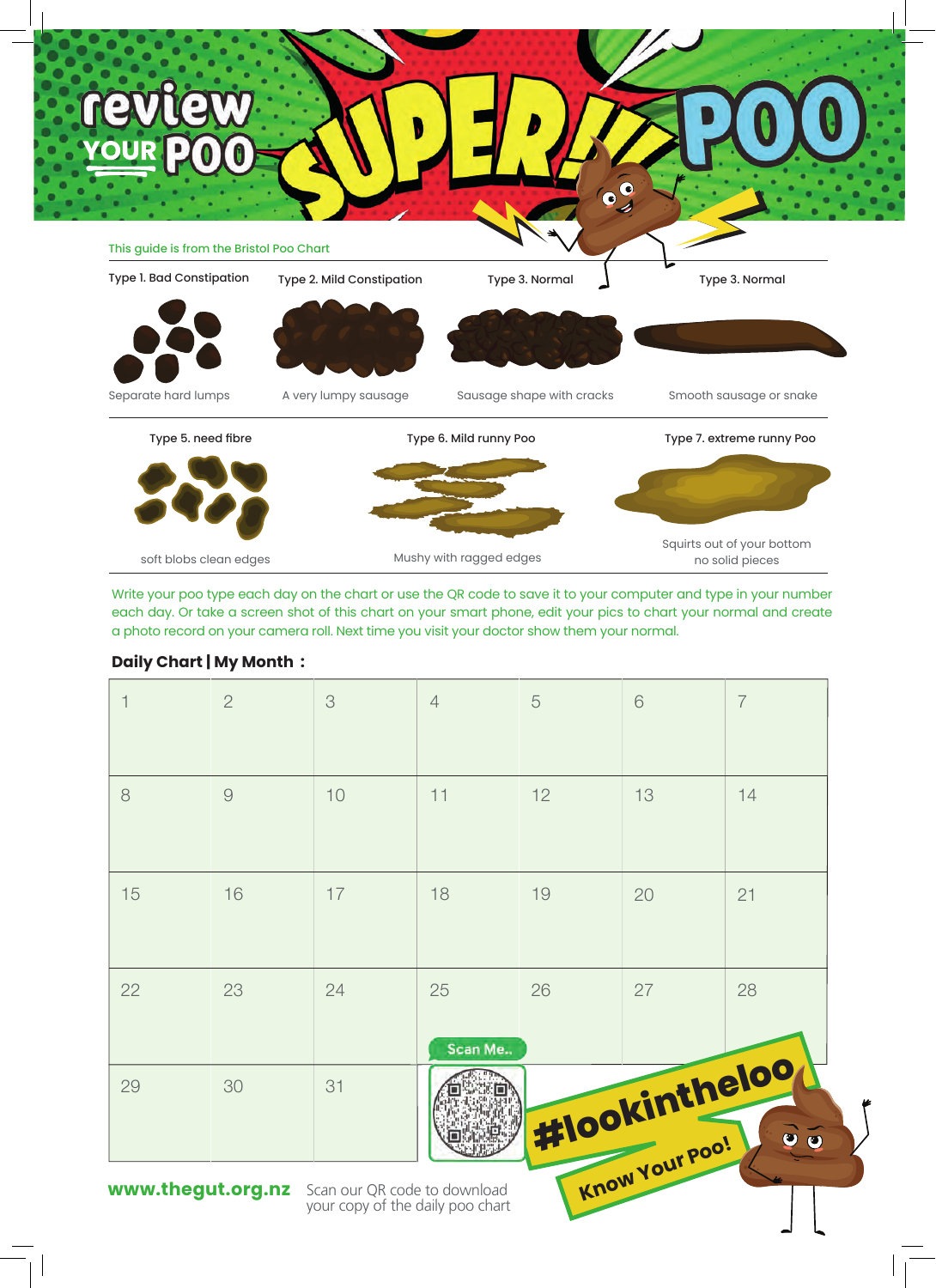# review YOUR POO SUPER!! POO

This guide is from the Bristol Poo Chart

| Type 1. Bad Constipation | Type 2. Mild Constipation | Type 3. Normal | Type 3. Normal |
|---|---|---|---|
| Separate hard lumps | A very lumpy sausage | Sausage shape with cracks | Smooth sausage or snake |

| Type 5. need fibre | Type 6. Mild runny Poo | Type 7. extreme runny Poo |
|---|---|---|
| soft blobs clean edges | Mushy with ragged edges | Squirts out of your bottom no solid pieces |

Write your poo type each day on the chart or use the QR code to save it to your computer and type in your number each day. Or take a screen shot of this chart on your smart phone, edit your pics to chart your normal and create a photo record on your camera roll. Next time you visit your doctor show them your normal.

## Daily Chart | My Month :

| | | | | | | |
|---|---|---|---|---|---|---|
| 1 | 2 | 3 | 4 | 5 | 6 | 7 |
| 8 | 9 | 10 | 11 | 12 | 13 | 14 |
| 15 | 16 | 17 | 18 | 19 | 20 | 21 |
| 22 | 23 | 24 | 25 | 26 | 27 | 28 |
| 29 | 30 | 31 | | | | |

Scan Me..

#lookintheloo

Know Your Poo!

**www.thegut.org.nz** Scan our QR code to download your copy of the daily poo chart